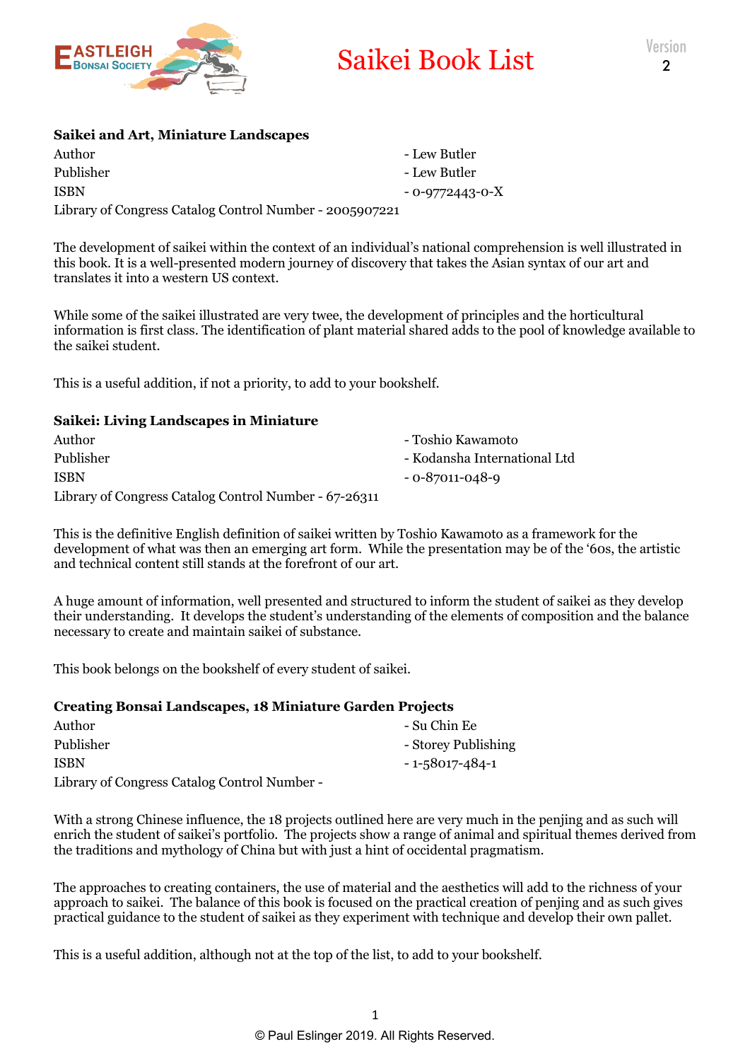# Saikei Book List

Version 2

**Saikei and Art, Miniature Landscapes**

Author - Lew Butler
Publisher - Lew Butler
ISBN - 0-9772443-0-X
Library of Congress Catalog Control Number - 2005907221

The development of saikei within the context of an individual's national comprehension is well illustrated in this book. It is a well-presented modern journey of discovery that takes the Asian syntax of our art and translates it into a western US context.

While some of the saikei illustrated are very twee, the development of principles and the horticultural information is first class. The identification of plant material shared adds to the pool of knowledge available to the saikei student.

This is a useful addition, if not a priority, to add to your bookshelf.

**Saikei: Living Landscapes in Miniature**

Author - Toshio Kawamoto
Publisher - Kodansha International Ltd
ISBN - 0-87011-048-9
Library of Congress Catalog Control Number - 67-26311

This is the definitive English definition of saikei written by Toshio Kawamoto as a framework for the development of what was then an emerging art form. While the presentation may be of the '60s, the artistic and technical content still stands at the forefront of our art.

A huge amount of information, well presented and structured to inform the student of saikei as they develop their understanding. It develops the student's understanding of the elements of composition and the balance necessary to create and maintain saikei of substance.

This book belongs on the bookshelf of every student of saikei.

**Creating Bonsai Landscapes, 18 Miniature Garden Projects**

Author - Su Chin Ee
Publisher - Storey Publishing
ISBN - 1-58017-484-1
Library of Congress Catalog Control Number -

With a strong Chinese influence, the 18 projects outlined here are very much in the penjing and as such will enrich the student of saikei's portfolio. The projects show a range of animal and spiritual themes derived from the traditions and mythology of China but with just a hint of occidental pragmatism.

The approaches to creating containers, the use of material and the aesthetics will add to the richness of your approach to saikei. The balance of this book is focused on the practical creation of penjing and as such gives practical guidance to the student of saikei as they experiment with technique and develop their own pallet.

This is a useful addition, although not at the top of the list, to add to your bookshelf.

© Paul Eslinger 2019. All Rights Reserved.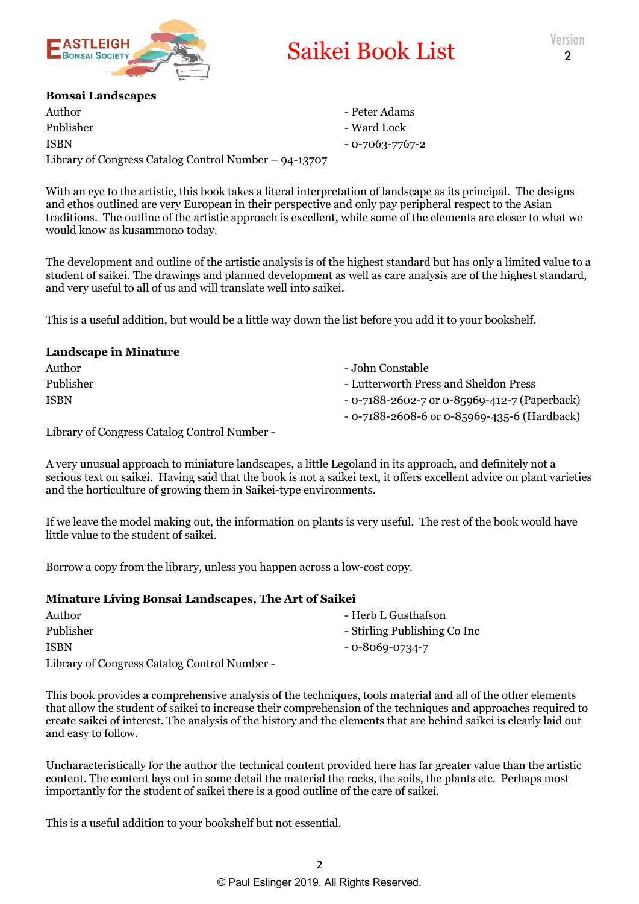# Saikei Book List

### Bonsai Landscapes

| | |
|---|---|
| Author | - Peter Adams |
| Publisher | - Ward Lock |
| ISBN | - 0-7063-7767-2 |

Library of Congress Catalog Control Number – 94-13707

With an eye to the artistic, this book takes a literal interpretation of landscape as its principal. The designs and ethos outlined are very European in their perspective and only pay peripheral respect to the Asian traditions. The outline of the artistic approach is excellent, while some of the elements are closer to what we would know as kusammono today.

The development and outline of the artistic analysis is of the highest standard but has only a limited value to a student of saikei. The drawings and planned development as well as care analysis are of the highest standard, and very useful to all of us and will translate well into saikei.

This is a useful addition, but would be a little way down the list before you add it to your bookshelf.

### Landscape in Minature

| | |
|---|---|
| Author | - John Constable |
| Publisher | - Lutterworth Press and Sheldon Press |
| ISBN | - 0-7188-2602-7 or 0-85969-412-7 (Paperback) |
| | - 0-7188-2608-6 or 0-85969-435-6 (Hardback) |

Library of Congress Catalog Control Number -

A very unusual approach to miniature landscapes, a little Legoland in its approach, and definitely not a serious text on saikei. Having said that the book is not a saikei text, it offers excellent advice on plant varieties and the horticulture of growing them in Saikei-type environments.

If we leave the model making out, the information on plants is very useful. The rest of the book would have little value to the student of saikei.

Borrow a copy from the library, unless you happen across a low-cost copy.

### Minature Living Bonsai Landscapes, The Art of Saikei

| | |
|---|---|
| Author | - Herb L Gusthafson |
| Publisher | - Stirling Publishing Co Inc |
| ISBN | - 0-8069-0734-7 |

Library of Congress Catalog Control Number -

This book provides a comprehensive analysis of the techniques, tools material and all of the other elements that allow the student of saikei to increase their comprehension of the techniques and approaches required to create saikei of interest. The analysis of the history and the elements that are behind saikei is clearly laid out and easy to follow.

Uncharacteristically for the author the technical content provided here has far greater value than the artistic content. The content lays out in some detail the rocks, the soils, the plants etc. Perhaps most importantly for the student of saikei there is a good outline of the care of saikei.

This is a useful addition to your bookshelf but not essential.

© Paul Eslinger 2019. All Rights Reserved.